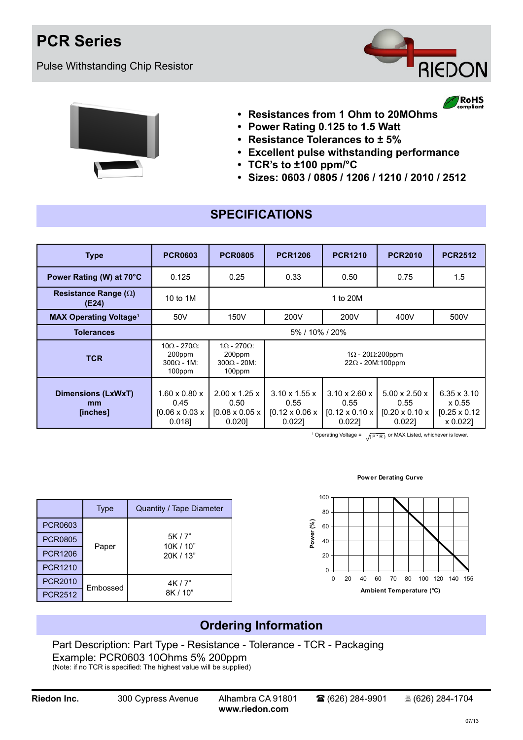# PCR Series

Pulse Withstanding Chip Resistor

- **Resistances from 1 Ohm to 20MOhms**
- **Power Rating 0.125 to 1.5 Watt**
- **Resistance Tolerances to ± 5%**
- **Excellent pulse withstanding performance**
- **TCR's to ±100 ppm/°C**
- **Sizes: 0603 / 0805 / 1206 / 1210 / 2010 / 2512**

## SPECIFICATIONS

| Type | PCR0603 | PCR0805 | PCR1206 | PCR1210 | PCR2010 | PCR2512 |
|---|---|---|---|---|---|---|
| Power Rating (W) at 70°C | 0.125 | 0.25 | 0.33 | 0.50 | 0.75 | 1.5 |
| Resistance Range (Ω) (E24) | 10 to 1M | 1 to 20M | | | | |
| MAX Operating Voltage[1] | 50V | 150V | 200V | 200V | 400V | 500V |
| Tolerances | 5% / 10% / 20% | | | | | |
| TCR | 10Ω - 270Ω: 200ppm 300Ω - 1M: 100ppm | 1Ω - 270Ω: 200ppm 300Ω - 20M: 100ppm | 1Ω - 20Ω:200ppm 22Ω - 20M:100ppm | | | |
| Dimensions (LxWxT) mm [inches] | 1.60 x 0.80 x 0.45 [0.06 x 0.03 x 0.018] | 2.00 x 1.25 x 0.50 [0.08 x 0.05 x 0.020] | 3.10 x 1.55 x 0.55 [0.12 x 0.06 x 0.022] | 3.10 x 2.60 x 0.55 [0.12 x 0.10 x 0.022] | 5.00 x 2.50 x 0.55 [0.20 x 0.10 x 0.022] | 6.35 x 3.10 x 0.55 [0.25 x 0.12 x 0.022] |

[1] Operating Voltage = $\sqrt{(P*R)}$ or MAX Listed, whichever is lower.

| | Type | Quantity / Tape Diameter |
|---|---|---|
| PCR0603 | Paper | 5K / 7" 10K / 10" 20K / 13" |
| PCR0805 | | |
| PCR1206 | | |
| PCR1210 | | |
| PCR2010 | Embossed | 4K / 7" 8K / 10" |
| PCR2512 | | |

**Power Derating Curve**

Power (%) vs Ambient Temperature (°C)

## Ordering Information

Part Description: Part Type - Resistance - Tolerance - TCR - Packaging

Example: PCR0603 10Ohms 5% 200ppm

(Note: if no TCR is specified: The highest value will be supplied)

**Riedon Inc.** 300 Cypress Avenue Alhambra CA 91801 **www.riedon.com** ☎ (626) 284-9901 (626) 284-1704

07/13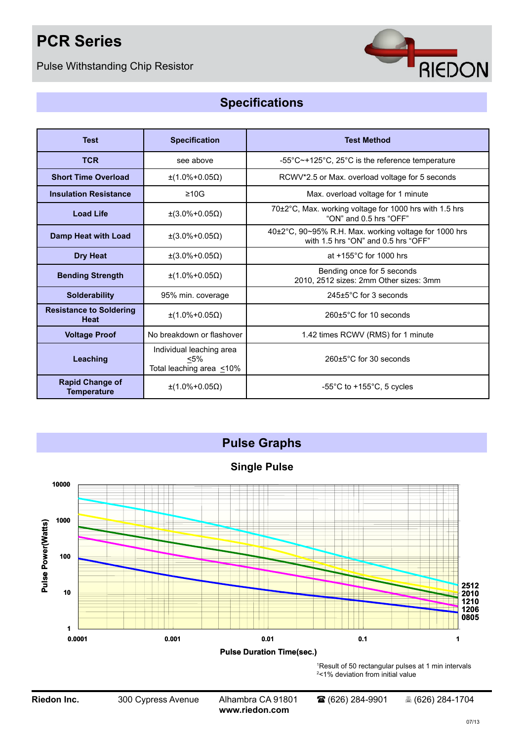# PCR Series

Pulse Withstanding Chip Resistor

## Specifications

| Test | Specification | Test Method |
|---|---|---|
| **TCR** | see above | -55°C~+125°C, 25°C is the reference temperature |
| **Short Time Overload** | ±(1.0%+0.05Ω) | RCWV*2.5 or Max. overload voltage for 5 seconds |
| **Insulation Resistance** | ≥10G | Max. overload voltage for 1 minute |
| **Load Life** | ±(3.0%+0.05Ω) | 70±2°C, Max. working voltage for 1000 hrs with 1.5 hrs "ON" and 0.5 hrs "OFF" |
| **Damp Heat with Load** | ±(3.0%+0.05Ω) | 40±2°C, 90~95% R.H. Max. working voltage for 1000 hrs with 1.5 hrs "ON" and 0.5 hrs "OFF" |
| **Dry Heat** | ±(3.0%+0.05Ω) | at +155°C for 1000 hrs |
| **Bending Strength** | ±(1.0%+0.05Ω) | Bending once for 5 seconds<br>2010, 2512 sizes: 2mm Other sizes: 3mm |
| **Solderability** | 95% min. coverage | 245±5°C for 3 seconds |
| **Resistance to Soldering Heat** | ±(1.0%+0.05Ω) | 260±5°C for 10 seconds |
| **Voltage Proof** | No breakdown or flashover | 1.42 times RCWV (RMS) for 1 minute |
| **Leaching** | Individual leaching area ≤5%<br>Total leaching area ≤10% | 260±5°C for 30 seconds |
| **Rapid Change of Temperature** | ±(1.0%+0.05Ω) | -55°C to +155°C, 5 cycles |

## Pulse Graphs

### Single Pulse

Pulse Power(Watts): 1, 10, 100, 1000, 10000

Pulse Duration Time(sec.): 0.0001, 0.001, 0.01, 0.1, 1

2512
2010
1210
1206
0805

[1]Result of 50 rectangular pulses at 1 min intervals
[2]<1% deviation from initial value

**Riedon Inc.** 300 Cypress Avenue Alhambra CA 91801 www.riedon.com ☎ (626) 284-9901 🖷 (626) 284-1704

07/13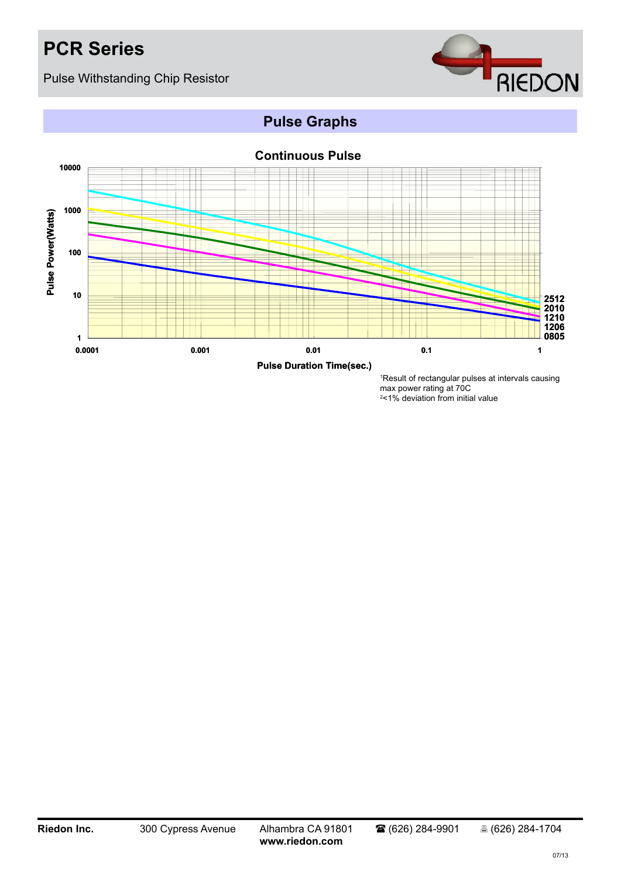## Pulse Graphs

### Continuous Pulse

Pulse Power(Watts)

10000
1000
100
10
1

0.0001
0.001
0.01
0.1
1

Pulse Duration Time(sec.)

2512
2010
1210
1206
0805

[1]Result of rectangular pulses at intervals causing max power rating at 70C
[2]<1% deviation from initial value

**Riedon Inc.** 300 Cypress Avenue Alhambra CA 91801 **www.riedon.com** ☎ (626) 284-9901 🖷 (626) 284-1704

07/13